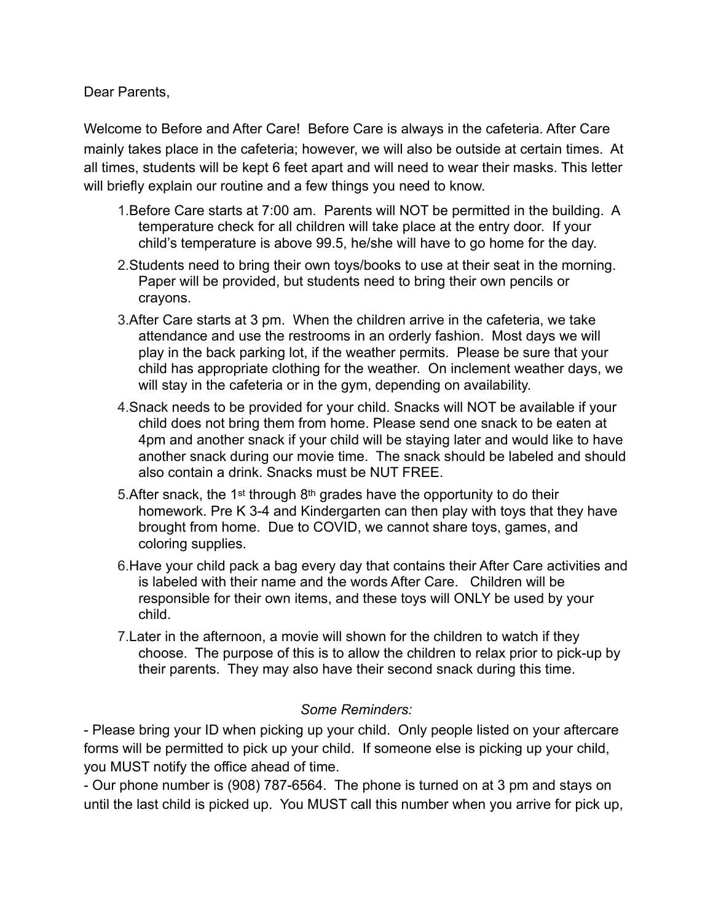Dear Parents,

Welcome to Before and After Care! Before Care is always in the cafeteria. After Care mainly takes place in the cafeteria; however, we will also be outside at certain times. At all times, students will be kept 6 feet apart and will need to wear their masks. This letter will briefly explain our routine and a few things you need to know.

1. Before Care starts at 7:00 am. Parents will NOT be permitted in the building. A temperature check for all children will take place at the entry door. If your child's temperature is above 99.5, he/she will have to go home for the day.
2. Students need to bring their own toys/books to use at their seat in the morning. Paper will be provided, but students need to bring their own pencils or crayons.
3. After Care starts at 3 pm. When the children arrive in the cafeteria, we take attendance and use the restrooms in an orderly fashion. Most days we will play in the back parking lot, if the weather permits. Please be sure that your child has appropriate clothing for the weather. On inclement weather days, we will stay in the cafeteria or in the gym, depending on availability.
4. Snack needs to be provided for your child. Snacks will NOT be available if your child does not bring them from home. Please send one snack to be eaten at 4pm and another snack if your child will be staying later and would like to have another snack during our movie time. The snack should be labeled and should also contain a drink. Snacks must be NUT FREE.
5. After snack, the 1st through 8th grades have the opportunity to do their homework. Pre K 3-4 and Kindergarten can then play with toys that they have brought from home. Due to COVID, we cannot share toys, games, and coloring supplies.
6. Have your child pack a bag every day that contains their After Care activities and is labeled with their name and the words After Care. Children will be responsible for their own items, and these toys will ONLY be used by your child.
7. Later in the afternoon, a movie will shown for the children to watch if they choose. The purpose of this is to allow the children to relax prior to pick-up by their parents. They may also have their second snack during this time.

*Some Reminders:*

- Please bring your ID when picking up your child. Only people listed on your aftercare forms will be permitted to pick up your child. If someone else is picking up your child, you MUST notify the office ahead of time.
- Our phone number is (908) 787-6564. The phone is turned on at 3 pm and stays on until the last child is picked up. You MUST call this number when you arrive for pick up,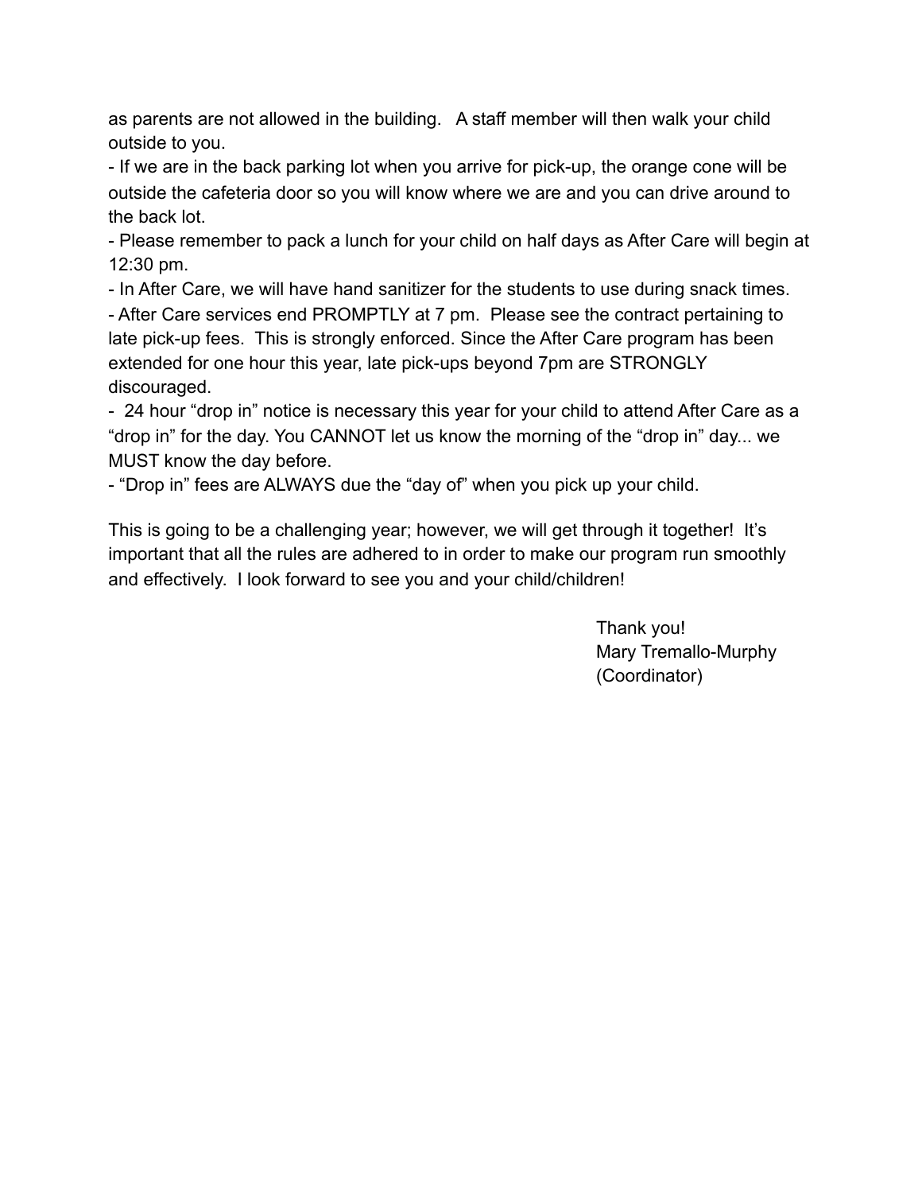as parents are not allowed in the building. A staff member will then walk your child outside to you.

- If we are in the back parking lot when you arrive for pick-up, the orange cone will be outside the cafeteria door so you will know where we are and you can drive around to the back lot.
- Please remember to pack a lunch for your child on half days as After Care will begin at 12:30 pm.
- In After Care, we will have hand sanitizer for the students to use during snack times.
- After Care services end PROMPTLY at 7 pm. Please see the contract pertaining to late pick-up fees. This is strongly enforced. Since the After Care program has been extended for one hour this year, late pick-ups beyond 7pm are STRONGLY discouraged.
- 24 hour "drop in" notice is necessary this year for your child to attend After Care as a "drop in" for the day. You CANNOT let us know the morning of the "drop in" day... we MUST know the day before.
- "Drop in" fees are ALWAYS due the "day of" when you pick up your child.

This is going to be a challenging year; however, we will get through it together! It's important that all the rules are adhered to in order to make our program run smoothly and effectively. I look forward to see you and your child/children!

Thank you!
Mary Tremallo-Murphy
(Coordinator)